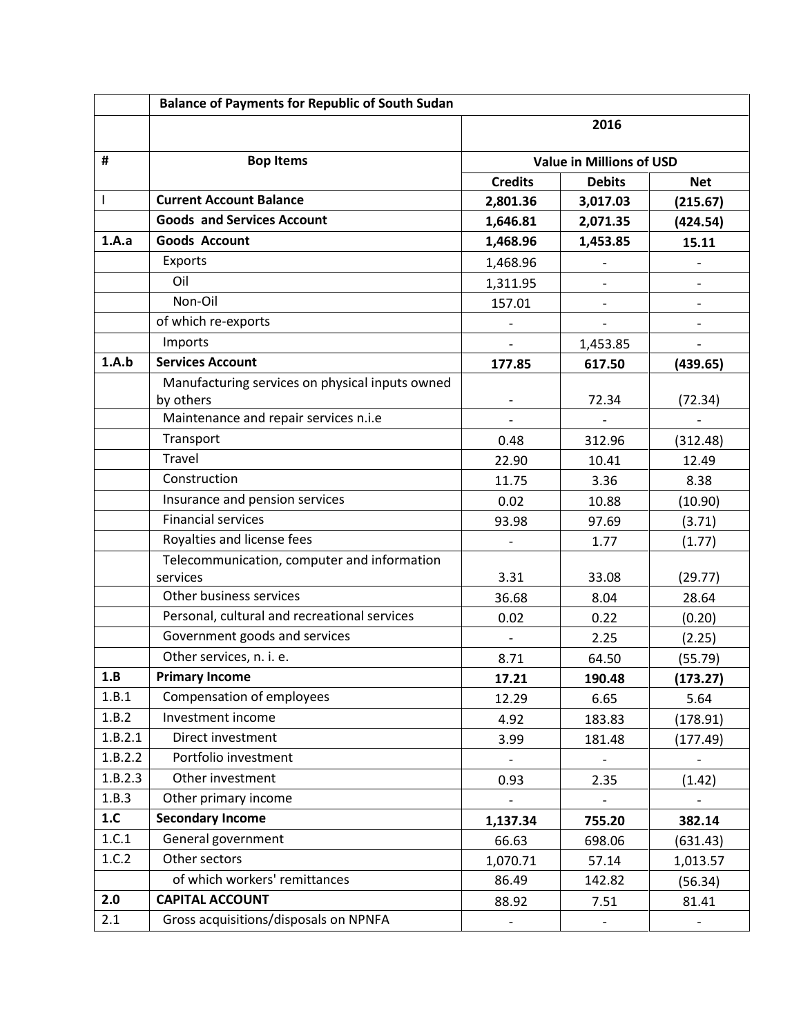| # | Balance of Payments for Republic of South Sudan | | | |
|---|---|---|---|---|
| | | 2016 | | |
| # | Bop Items | Value in Millions of USD | | |
| | | Credits | Debits | Net |
| I | **Current Account Balance** | **2,801.36** | **3,017.03** | **(215.67)** |
| | **Goods and Services Account** | **1,646.81** | **2,071.35** | **(424.54)** |
| **1.A.a** | **Goods Account** | **1,468.96** | **1,453.85** | **15.11** |
| | Exports | 1,468.96 | - | - |
| | Oil | 1,311.95 | - | - |
| | Non-Oil | 157.01 | - | - |
| | of which re-exports | - | - | - |
| | Imports | - | 1,453.85 | - |
| **1.A.b** | **Services Account** | **177.85** | **617.50** | **(439.65)** |
| | Manufacturing services on physical inputs owned by others | - | 72.34 | (72.34) |
| | Maintenance and repair services n.i.e | - | - | - |
| | Transport | 0.48 | 312.96 | (312.48) |
| | Travel | 22.90 | 10.41 | 12.49 |
| | Construction | 11.75 | 3.36 | 8.38 |
| | Insurance and pension services | 0.02 | 10.88 | (10.90) |
| | Financial services | 93.98 | 97.69 | (3.71) |
| | Royalties and license fees | - | 1.77 | (1.77) |
| | Telecommunication, computer and information services | 3.31 | 33.08 | (29.77) |
| | Other business services | 36.68 | 8.04 | 28.64 |
| | Personal, cultural and recreational services | 0.02 | 0.22 | (0.20) |
| | Government goods and services | - | 2.25 | (2.25) |
| | Other services, n. i. e. | 8.71 | 64.50 | (55.79) |
| **1.B** | **Primary Income** | **17.21** | **190.48** | **(173.27)** |
| 1.B.1 | Compensation of employees | 12.29 | 6.65 | 5.64 |
| 1.B.2 | Investment income | 4.92 | 183.83 | (178.91) |
| 1.B.2.1 | Direct investment | 3.99 | 181.48 | (177.49) |
| 1.B.2.2 | Portfolio investment | - | - | - |
| 1.B.2.3 | Other investment | 0.93 | 2.35 | (1.42) |
| 1.B.3 | Other primary income | - | - | - |
| **1.C** | **Secondary Income** | **1,137.34** | **755.20** | **382.14** |
| 1.C.1 | General government | 66.63 | 698.06 | (631.43) |
| 1.C.2 | Other sectors | 1,070.71 | 57.14 | 1,013.57 |
| | of which workers' remittances | 86.49 | 142.82 | (56.34) |
| **2.0** | **CAPITAL ACCOUNT** | 88.92 | 7.51 | 81.41 |
| 2.1 | Gross acquisitions/disposals on NPNFA | - | - | - |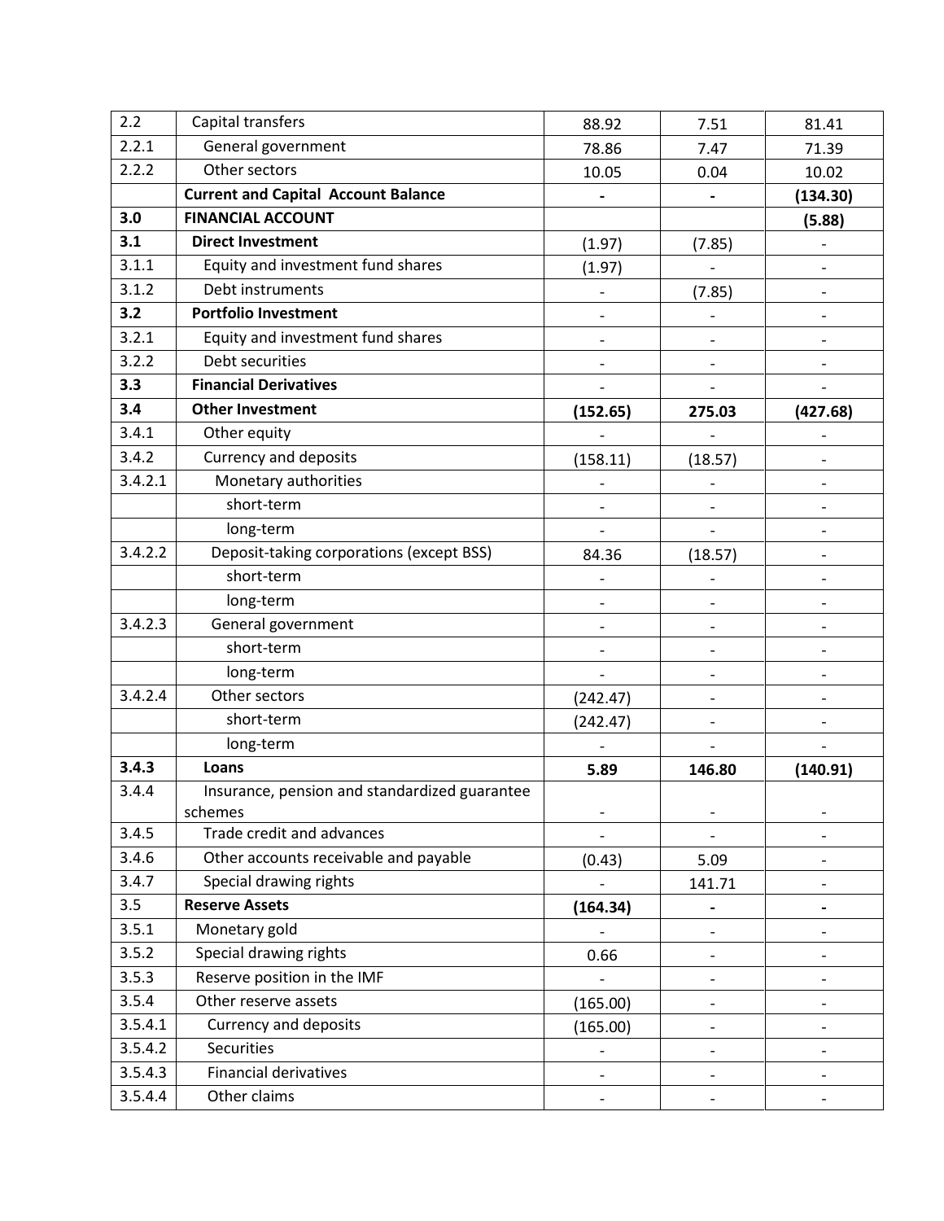| 2.2 | Capital transfers | 88.92 | 7.51 | 81.41 |
|---|---|---|---|---|
| 2.2.1 | General government | 78.86 | 7.47 | 71.39 |
| 2.2.2 | Other sectors | 10.05 | 0.04 | 10.02 |
| | **Current and Capital Account Balance** | **-** | **-** | **(134.30)** |
| **3.0** | **FINANCIAL ACCOUNT** | | | **(5.88)** |
| **3.1** | **Direct Investment** | (1.97) | (7.85) | - |
| 3.1.1 | Equity and investment fund shares | (1.97) | - | - |
| 3.1.2 | Debt instruments | - | (7.85) | - |
| **3.2** | **Portfolio Investment** | - | - | - |
| 3.2.1 | Equity and investment fund shares | - | - | - |
| 3.2.2 | Debt securities | - | - | - |
| **3.3** | **Financial Derivatives** | - | - | - |
| **3.4** | **Other Investment** | **(152.65)** | **275.03** | **(427.68)** |
| 3.4.1 | Other equity | - | - | - |
| 3.4.2 | Currency and deposits | (158.11) | (18.57) | - |
| 3.4.2.1 | Monetary authorities | - | - | - |
| | short-term | - | - | - |
| | long-term | - | - | - |
| 3.4.2.2 | Deposit-taking corporations (except BSS) | 84.36 | (18.57) | - |
| | short-term | - | - | - |
| | long-term | - | - | - |
| 3.4.2.3 | General government | - | - | - |
| | short-term | - | - | - |
| | long-term | - | - | - |
| 3.4.2.4 | Other sectors | (242.47) | - | - |
| | short-term | (242.47) | - | - |
| | long-term | - | - | - |
| **3.4.3** | **Loans** | **5.89** | **146.80** | **(140.91)** |
| 3.4.4 | Insurance, pension and standardized guarantee schemes | - | - | - |
| 3.4.5 | Trade credit and advances | - | - | - |
| 3.4.6 | Other accounts receivable and payable | (0.43) | 5.09 | - |
| 3.4.7 | Special drawing rights | - | 141.71 | - |
| 3.5 | **Reserve Assets** | **(164.34)** | **-** | **-** |
| 3.5.1 | Monetary gold | - | - | - |
| 3.5.2 | Special drawing rights | 0.66 | - | - |
| 3.5.3 | Reserve position in the IMF | - | - | - |
| 3.5.4 | Other reserve assets | (165.00) | - | - |
| 3.5.4.1 | Currency and deposits | (165.00) | - | - |
| 3.5.4.2 | Securities | - | - | - |
| 3.5.4.3 | Financial derivatives | - | - | - |
| 3.5.4.4 | Other claims | - | - | - |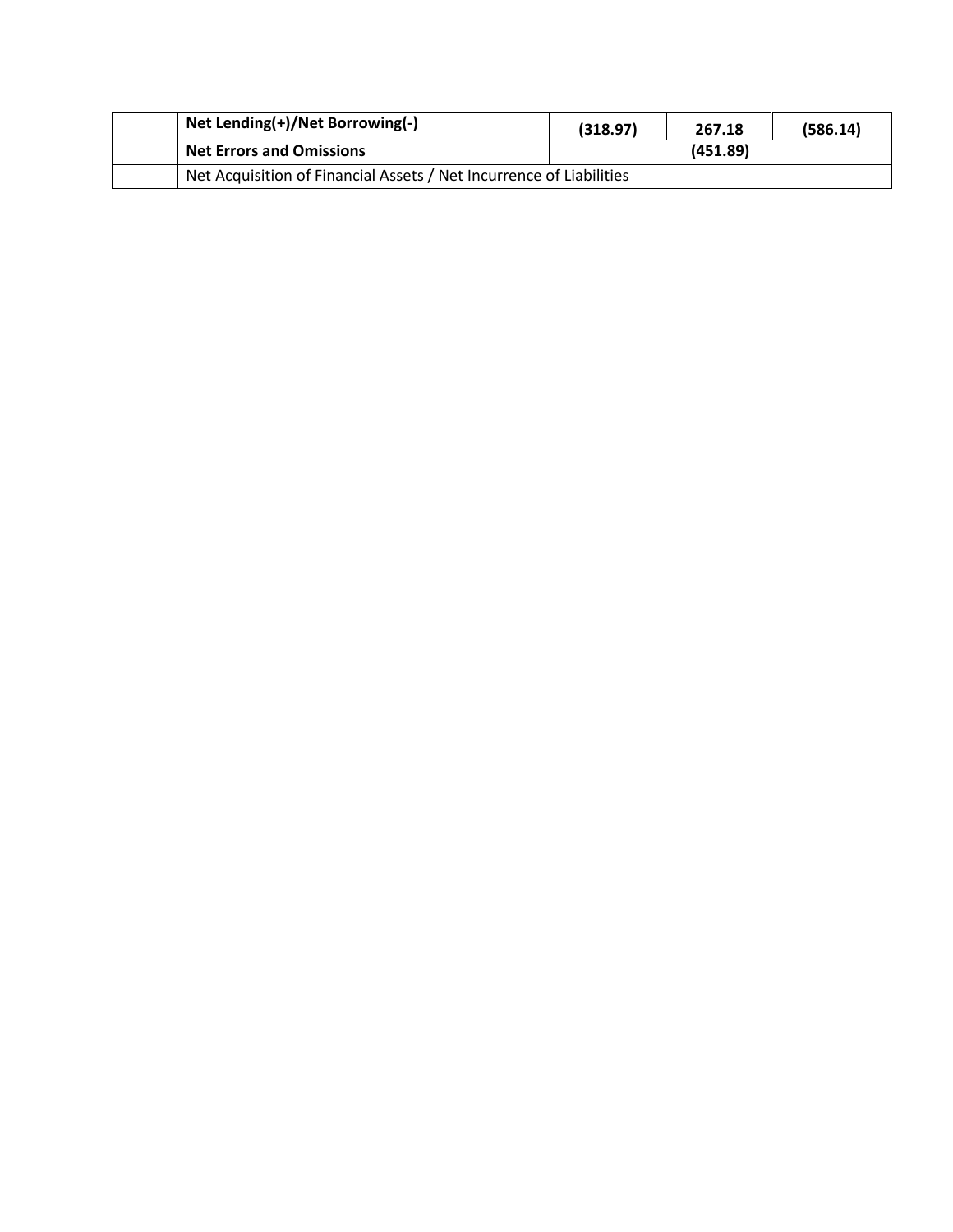| | | | | |
|---|---|---|---|---|
| | **Net Lending(+)/Net Borrowing(-)** | **(318.97)** | **267.18** | **(586.14)** |
| | **Net Errors and Omissions** | **(451.89)** | | |
| | Net Acquisition of Financial Assets / Net Incurrence of Liabilities | | | |